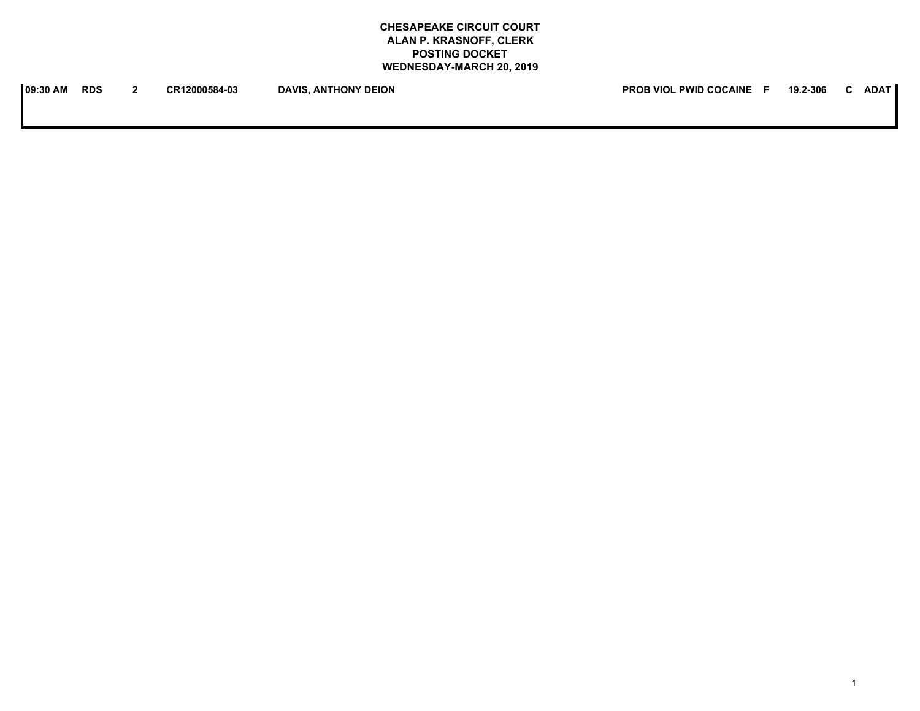**CHESAPEAKE CIRCUIT COURT**
**ALAN P. KRASNOFF, CLERK**
**POSTING DOCKET**
**WEDNESDAY-MARCH 20, 2019**

| | | | | | | | | | |
|---|---|---|---|---|---|---|---|---|---|
| 09:30 AM | RDS | 2 | CR12000584-03 | DAVIS, ANTHONY DEION | PROB VIOL PWID COCAINE | F | 19.2-306 | C | ADAT |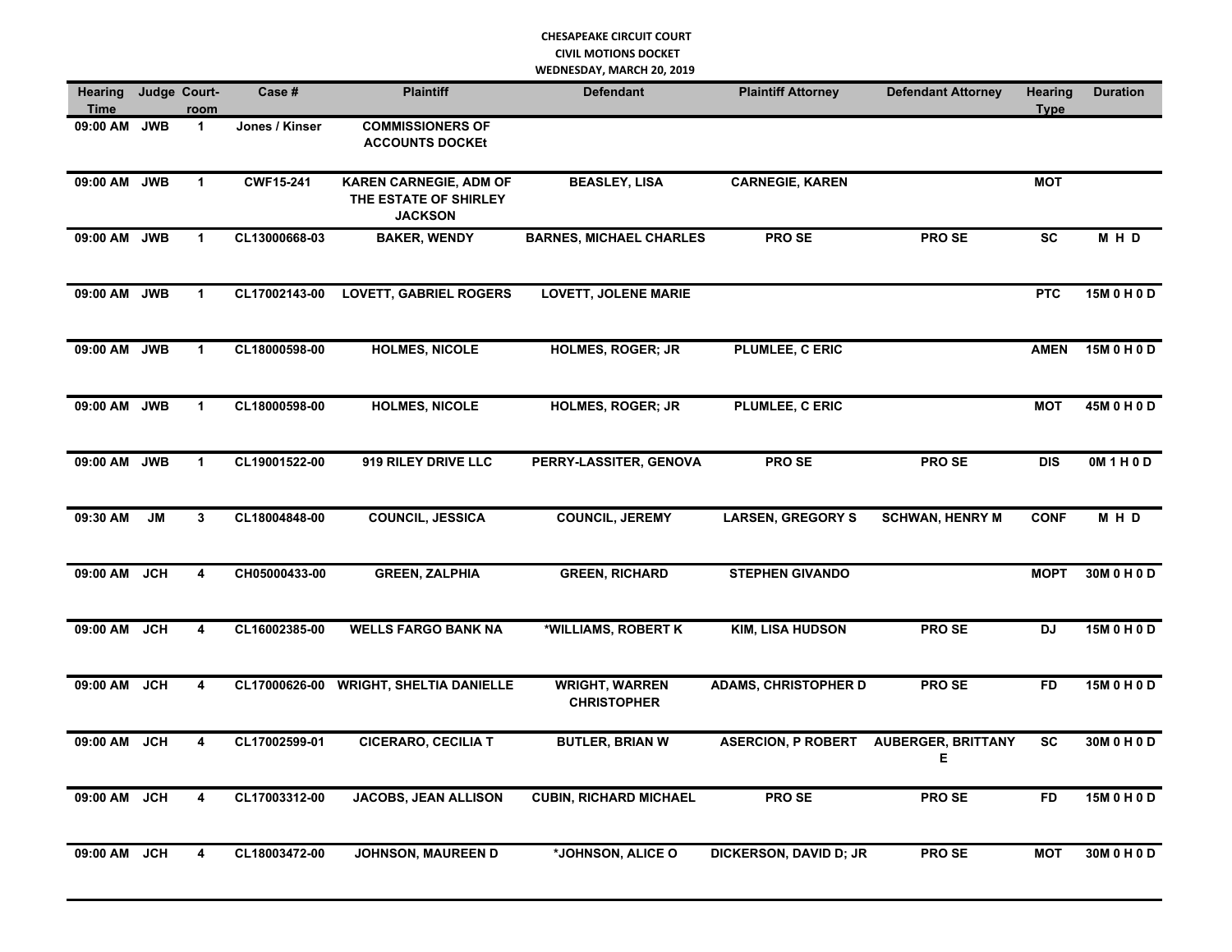**CHESAPEAKE CIRCUIT COURT**
**CIVIL MOTIONS DOCKET**
**WEDNESDAY, MARCH 20, 2019**

| Hearing Time | Judge | Court-room | Case # | Plaintiff | Defendant | Plaintiff Attorney | Defendant Attorney | Hearing Type | Duration |
|---|---|---|---|---|---|---|---|---|---|
| 09:00 AM | JWB | 1 | Jones / Kinser | COMMISSIONERS OF ACCOUNTS DOCKEt | | | | | |
| 09:00 AM | JWB | 1 | CWF15-241 | KAREN CARNEGIE, ADM OF THE ESTATE OF SHIRLEY JACKSON | BEASLEY, LISA | CARNEGIE, KAREN | | MOT | |
| 09:00 AM | JWB | 1 | CL13000668-03 | BAKER, WENDY | BARNES, MICHAEL CHARLES | PRO SE | PRO SE | SC | M H D |
| 09:00 AM | JWB | 1 | CL17002143-00 | LOVETT, GABRIEL ROGERS | LOVETT, JOLENE MARIE | | | PTC | 15M 0 H 0 D |
| 09:00 AM | JWB | 1 | CL18000598-00 | HOLMES, NICOLE | HOLMES, ROGER; JR | PLUMLEE, C ERIC | | AMEN | 15M 0 H 0 D |
| 09:00 AM | JWB | 1 | CL18000598-00 | HOLMES, NICOLE | HOLMES, ROGER; JR | PLUMLEE, C ERIC | | MOT | 45M 0 H 0 D |
| 09:00 AM | JWB | 1 | CL19001522-00 | 919 RILEY DRIVE LLC | PERRY-LASSITER, GENOVA | PRO SE | PRO SE | DIS | 0M 1 H 0 D |
| 09:30 AM | JM | 3 | CL18004848-00 | COUNCIL, JESSICA | COUNCIL, JEREMY | LARSEN, GREGORY S | SCHWAN, HENRY M | CONF | M H D |
| 09:00 AM | JCH | 4 | CH05000433-00 | GREEN, ZALPHIA | GREEN, RICHARD | STEPHEN GIVANDO | | MOPT | 30M 0 H 0 D |
| 09:00 AM | JCH | 4 | CL16002385-00 | WELLS FARGO BANK NA | *WILLIAMS, ROBERT K | KIM, LISA HUDSON | PRO SE | DJ | 15M 0 H 0 D |
| 09:00 AM | JCH | 4 | CL17000626-00 | WRIGHT, SHELTIA DANIELLE | WRIGHT, WARREN CHRISTOPHER | ADAMS, CHRISTOPHER D | PRO SE | FD | 15M 0 H 0 D |
| 09:00 AM | JCH | 4 | CL17002599-01 | CICERARO, CECILIA T | BUTLER, BRIAN W | ASERCION, P ROBERT | AUBERGER, BRITTANY E | SC | 30M 0 H 0 D |
| 09:00 AM | JCH | 4 | CL17003312-00 | JACOBS, JEAN ALLISON | CUBIN, RICHARD MICHAEL | PRO SE | PRO SE | FD | 15M 0 H 0 D |
| 09:00 AM | JCH | 4 | CL18003472-00 | JOHNSON, MAUREEN D | *JOHNSON, ALICE O | DICKERSON, DAVID D; JR | PRO SE | MOT | 30M 0 H 0 D |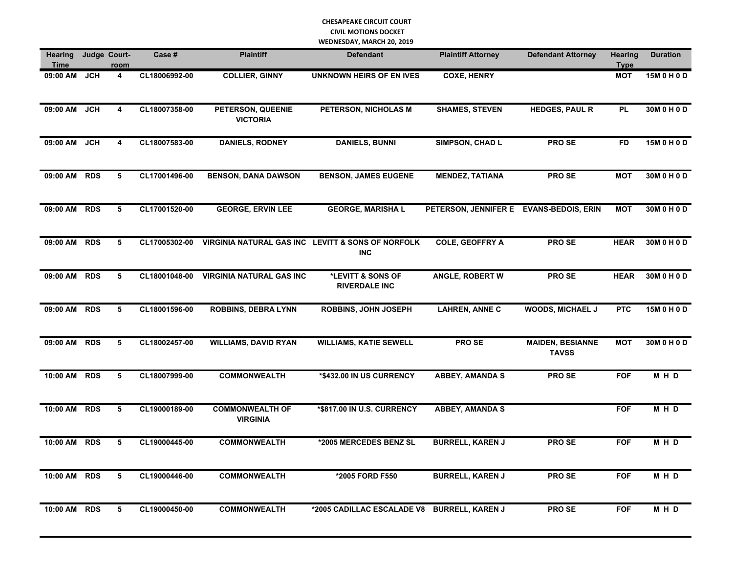**CHESAPEAKE CIRCUIT COURT**
**CIVIL MOTIONS DOCKET**
**WEDNESDAY, MARCH 20, 2019**

| Hearing Time | Judge | Court-room | Case # | Plaintiff | Defendant | Plaintiff Attorney | Defendant Attorney | Hearing Type | Duration |
|---|---|---|---|---|---|---|---|---|---|
| 09:00 AM | JCH | 4 | CL18006992-00 | COLLIER, GINNY | UNKNOWN HEIRS OF EN IVES | COXE, HENRY | | MOT | 15M 0 H 0 D |
| 09:00 AM | JCH | 4 | CL18007358-00 | PETERSON, QUEENIE VICTORIA | PETERSON, NICHOLAS M | SHAMES, STEVEN | HEDGES, PAUL R | PL | 30M 0 H 0 D |
| 09:00 AM | JCH | 4 | CL18007583-00 | DANIELS, RODNEY | DANIELS, BUNNI | SIMPSON, CHAD L | PRO SE | FD | 15M 0 H 0 D |
| 09:00 AM | RDS | 5 | CL17001496-00 | BENSON, DANA DAWSON | BENSON, JAMES EUGENE | MENDEZ, TATIANA | PRO SE | MOT | 30M 0 H 0 D |
| 09:00 AM | RDS | 5 | CL17001520-00 | GEORGE, ERVIN LEE | GEORGE, MARISHA L | PETERSON, JENNIFER E | EVANS-BEDOIS, ERIN | MOT | 30M 0 H 0 D |
| 09:00 AM | RDS | 5 | CL17005302-00 | VIRGINIA NATURAL GAS INC | LEVITT & SONS OF NORFOLK INC | COLE, GEOFFRY A | PRO SE | HEAR | 30M 0 H 0 D |
| 09:00 AM | RDS | 5 | CL18001048-00 | VIRGINIA NATURAL GAS INC | *LEVITT & SONS OF RIVERDALE INC | ANGLE, ROBERT W | PRO SE | HEAR | 30M 0 H 0 D |
| 09:00 AM | RDS | 5 | CL18001596-00 | ROBBINS, DEBRA LYNN | ROBBINS, JOHN JOSEPH | LAHREN, ANNE C | WOODS, MICHAEL J | PTC | 15M 0 H 0 D |
| 09:00 AM | RDS | 5 | CL18002457-00 | WILLIAMS, DAVID RYAN | WILLIAMS, KATIE SEWELL | PRO SE | MAIDEN, BESIANNE TAVSS | MOT | 30M 0 H 0 D |
| 10:00 AM | RDS | 5 | CL18007999-00 | COMMONWEALTH | *$432.00 IN US CURRENCY | ABBEY, AMANDA S | PRO SE | FOF | M H D |
| 10:00 AM | RDS | 5 | CL19000189-00 | COMMONWEALTH OF VIRGINIA | *$817.00 IN U.S. CURRENCY | ABBEY, AMANDA S | | FOF | M H D |
| 10:00 AM | RDS | 5 | CL19000445-00 | COMMONWEALTH | *2005 MERCEDES BENZ SL | BURRELL, KAREN J | PRO SE | FOF | M H D |
| 10:00 AM | RDS | 5 | CL19000446-00 | COMMONWEALTH | *2005 FORD F550 | BURRELL, KAREN J | PRO SE | FOF | M H D |
| 10:00 AM | RDS | 5 | CL19000450-00 | COMMONWEALTH | *2005 CADILLAC ESCALADE V8 | BURRELL, KAREN J | PRO SE | FOF | M H D |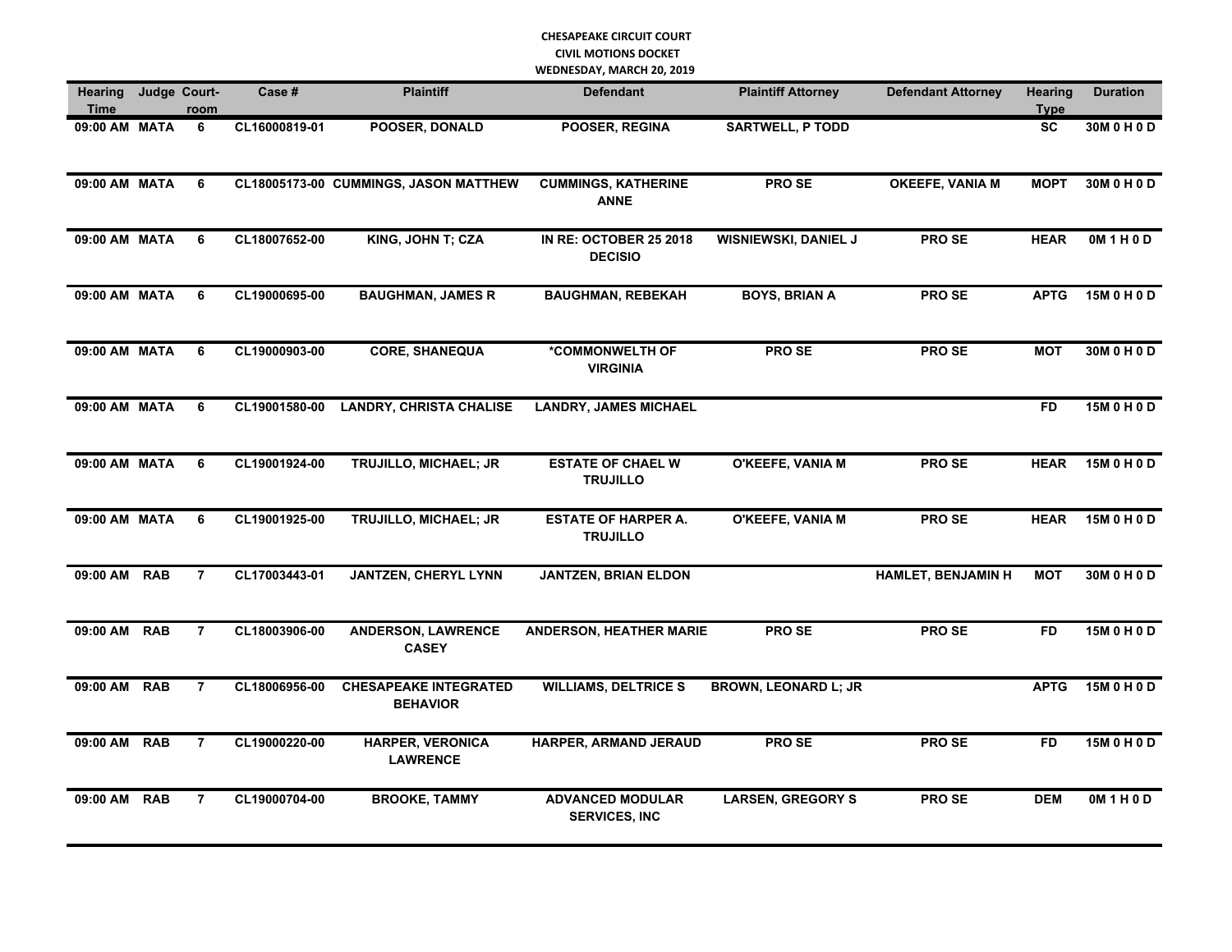# CHESAPEAKE CIRCUIT COURT
## CIVIL MOTIONS DOCKET
### WEDNESDAY, MARCH 20, 2019

| Hearing Time | Judge | Court-room | Case # | Plaintiff | Defendant | Plaintiff Attorney | Defendant Attorney | Hearing Type | Duration |
|---|---|---|---|---|---|---|---|---|---|
| 09:00 AM | MATA | 6 | CL16000819-01 | POOSER, DONALD | POOSER, REGINA | SARTWELL, P TODD | | SC | 30M 0 H 0 D |
| 09:00 AM | MATA | 6 | CL18005173-00 | CUMMINGS, JASON MATTHEW | CUMMINGS, KATHERINE ANNE | PRO SE | OKEEFE, VANIA M | MOPT | 30M 0 H 0 D |
| 09:00 AM | MATA | 6 | CL18007652-00 | KING, JOHN T; CZA | IN RE: OCTOBER 25 2018 DECISIO | WISNIEWSKI, DANIEL J | PRO SE | HEAR | 0M 1 H 0 D |
| 09:00 AM | MATA | 6 | CL19000695-00 | BAUGHMAN, JAMES R | BAUGHMAN, REBEKAH | BOYS, BRIAN A | PRO SE | APTG | 15M 0 H 0 D |
| 09:00 AM | MATA | 6 | CL19000903-00 | CORE, SHANEQUA | *COMMONWELTH OF VIRGINIA | PRO SE | PRO SE | MOT | 30M 0 H 0 D |
| 09:00 AM | MATA | 6 | CL19001580-00 | LANDRY, CHRISTA CHALISE | LANDRY, JAMES MICHAEL | | | FD | 15M 0 H 0 D |
| 09:00 AM | MATA | 6 | CL19001924-00 | TRUJILLO, MICHAEL; JR | ESTATE OF CHAEL W TRUJILLO | O'KEEFE, VANIA M | PRO SE | HEAR | 15M 0 H 0 D |
| 09:00 AM | MATA | 6 | CL19001925-00 | TRUJILLO, MICHAEL; JR | ESTATE OF HARPER A. TRUJILLO | O'KEEFE, VANIA M | PRO SE | HEAR | 15M 0 H 0 D |
| 09:00 AM | RAB | 7 | CL17003443-01 | JANTZEN, CHERYL LYNN | JANTZEN, BRIAN ELDON | | HAMLET, BENJAMIN H | MOT | 30M 0 H 0 D |
| 09:00 AM | RAB | 7 | CL18003906-00 | ANDERSON, LAWRENCE CASEY | ANDERSON, HEATHER MARIE | PRO SE | PRO SE | FD | 15M 0 H 0 D |
| 09:00 AM | RAB | 7 | CL18006956-00 | CHESAPEAKE INTEGRATED BEHAVIOR | WILLIAMS, DELTRICE S | BROWN, LEONARD L; JR | | APTG | 15M 0 H 0 D |
| 09:00 AM | RAB | 7 | CL19000220-00 | HARPER, VERONICA LAWRENCE | HARPER, ARMAND JERAUD | PRO SE | PRO SE | FD | 15M 0 H 0 D |
| 09:00 AM | RAB | 7 | CL19000704-00 | BROOKE, TAMMY | ADVANCED MODULAR SERVICES, INC | LARSEN, GREGORY S | PRO SE | DEM | 0M 1 H 0 D |